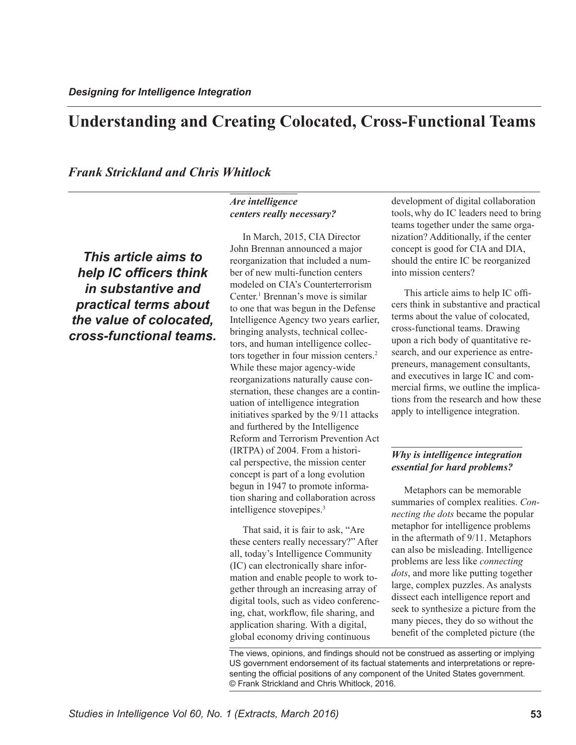*Designing for Intelligence Integration*

# Understanding and Creating Colocated, Cross-Functional Teams

***Frank Strickland and Chris Whitlock***

***This article aims to help IC officers think in substantive and practical terms about the value of colocated, cross-functional teams.***

### *Are intelligence centers really necessary?*

In March, 2015, CIA Director John Brennan announced a major reorganization that included a number of new multi-function centers modeled on CIA's Counterterrorism Center.[1] Brennan's move is similar to one that was begun in the Defense Intelligence Agency two years earlier, bringing analysts, technical collectors, and human intelligence collectors together in four mission centers.[2] While these major agency-wide reorganizations naturally cause consternation, these changes are a continuation of intelligence integration initiatives sparked by the 9/11 attacks and furthered by the Intelligence Reform and Terrorism Prevention Act (IRTPA) of 2004. From a historical perspective, the mission center concept is part of a long evolution begun in 1947 to promote information sharing and collaboration across intelligence stovepipes.[3]

That said, it is fair to ask, "Are these centers really necessary?" After all, today's Intelligence Community (IC) can electronically share information and enable people to work together through an increasing array of digital tools, such as video conferencing, chat, workflow, file sharing, and application sharing. With a digital, global economy driving continuous development of digital collaboration tools, why do IC leaders need to bring teams together under the same organization? Additionally, if the center concept is good for CIA and DIA, should the entire IC be reorganized into mission centers?

This article aims to help IC officers think in substantive and practical terms about the value of colocated, cross-functional teams. Drawing upon a rich body of quantitative research, and our experience as entrepreneurs, management consultants, and executives in large IC and commercial firms, we outline the implications from the research and how these apply to intelligence integration.

### *Why is intelligence integration essential for hard problems?*

Metaphors can be memorable summaries of complex realities. *Connecting the dots* became the popular metaphor for intelligence problems in the aftermath of 9/11. Metaphors can also be misleading. Intelligence problems are less like *connecting dots*, and more like putting together large, complex puzzles. As analysts dissect each intelligence report and seek to synthesize a picture from the many pieces, they do so without the benefit of the completed picture (the

The views, opinions, and findings should not be construed as asserting or implying US government endorsement of its factual statements and interpretations or representing the official positions of any component of the United States government. © Frank Strickland and Chris Whitlock, 2016.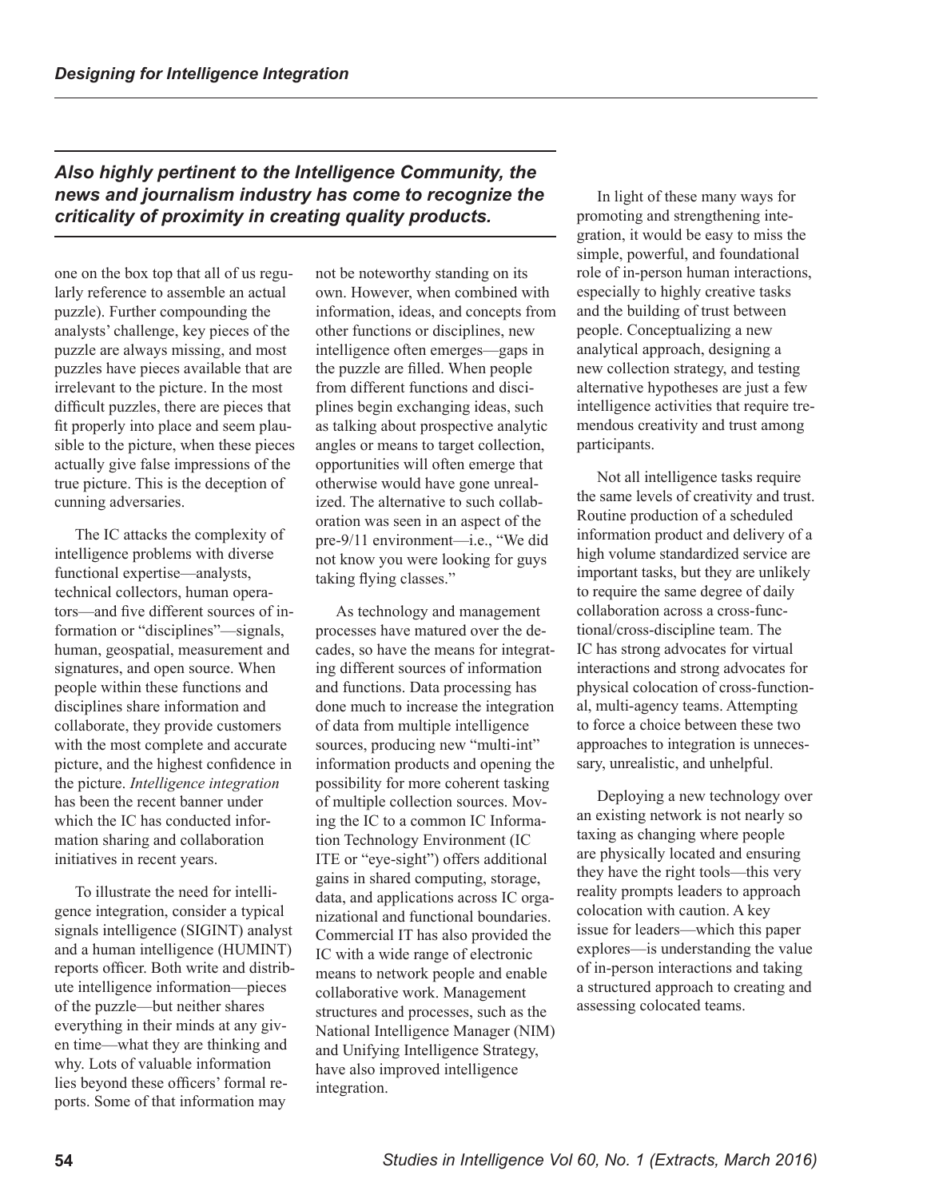> ***Also highly pertinent to the Intelligence Community, the news and journalism industry has come to recognize the criticality of proximity in creating quality products.***

one on the box top that all of us regularly reference to assemble an actual puzzle). Further compounding the analysts' challenge, key pieces of the puzzle are always missing, and most puzzles have pieces available that are irrelevant to the picture. In the most difficult puzzles, there are pieces that fit properly into place and seem plausible to the picture, when these pieces actually give false impressions of the true picture. This is the deception of cunning adversaries.

The IC attacks the complexity of intelligence problems with diverse functional expertise—analysts, technical collectors, human operators—and five different sources of information or "disciplines"—signals, human, geospatial, measurement and signatures, and open source. When people within these functions and disciplines share information and collaborate, they provide customers with the most complete and accurate picture, and the highest confidence in the picture. *Intelligence integration* has been the recent banner under which the IC has conducted information sharing and collaboration initiatives in recent years.

To illustrate the need for intelligence integration, consider a typical signals intelligence (SIGINT) analyst and a human intelligence (HUMINT) reports officer. Both write and distribute intelligence information—pieces of the puzzle—but neither shares everything in their minds at any given time—what they are thinking and why. Lots of valuable information lies beyond these officers' formal reports. Some of that information may not be noteworthy standing on its own. However, when combined with information, ideas, and concepts from other functions or disciplines, new intelligence often emerges—gaps in the puzzle are filled. When people from different functions and disciplines begin exchanging ideas, such as talking about prospective analytic angles or means to target collection, opportunities will often emerge that otherwise would have gone unrealized. The alternative to such collaboration was seen in an aspect of the pre-9/11 environment—i.e., "We did not know you were looking for guys taking flying classes."

As technology and management processes have matured over the decades, so have the means for integrating different sources of information and functions. Data processing has done much to increase the integration of data from multiple intelligence sources, producing new "multi-int" information products and opening the possibility for more coherent tasking of multiple collection sources. Moving the IC to a common IC Information Technology Environment (IC ITE or "eye-sight") offers additional gains in shared computing, storage, data, and applications across IC organizational and functional boundaries. Commercial IT has also provided the IC with a wide range of electronic means to network people and enable collaborative work. Management structures and processes, such as the National Intelligence Manager (NIM) and Unifying Intelligence Strategy, have also improved intelligence integration.

In light of these many ways for promoting and strengthening integration, it would be easy to miss the simple, powerful, and foundational role of in-person human interactions, especially to highly creative tasks and the building of trust between people. Conceptualizing a new analytical approach, designing a new collection strategy, and testing alternative hypotheses are just a few intelligence activities that require tremendous creativity and trust among participants.

Not all intelligence tasks require the same levels of creativity and trust. Routine production of a scheduled information product and delivery of a high volume standardized service are important tasks, but they are unlikely to require the same degree of daily collaboration across a cross-functional/cross-discipline team. The IC has strong advocates for virtual interactions and strong advocates for physical colocation of cross-functional, multi-agency teams. Attempting to force a choice between these two approaches to integration is unnecessary, unrealistic, and unhelpful.

Deploying a new technology over an existing network is not nearly so taxing as changing where people are physically located and ensuring they have the right tools—this very reality prompts leaders to approach colocation with caution. A key issue for leaders—which this paper explores—is understanding the value of in-person interactions and taking a structured approach to creating and assessing colocated teams.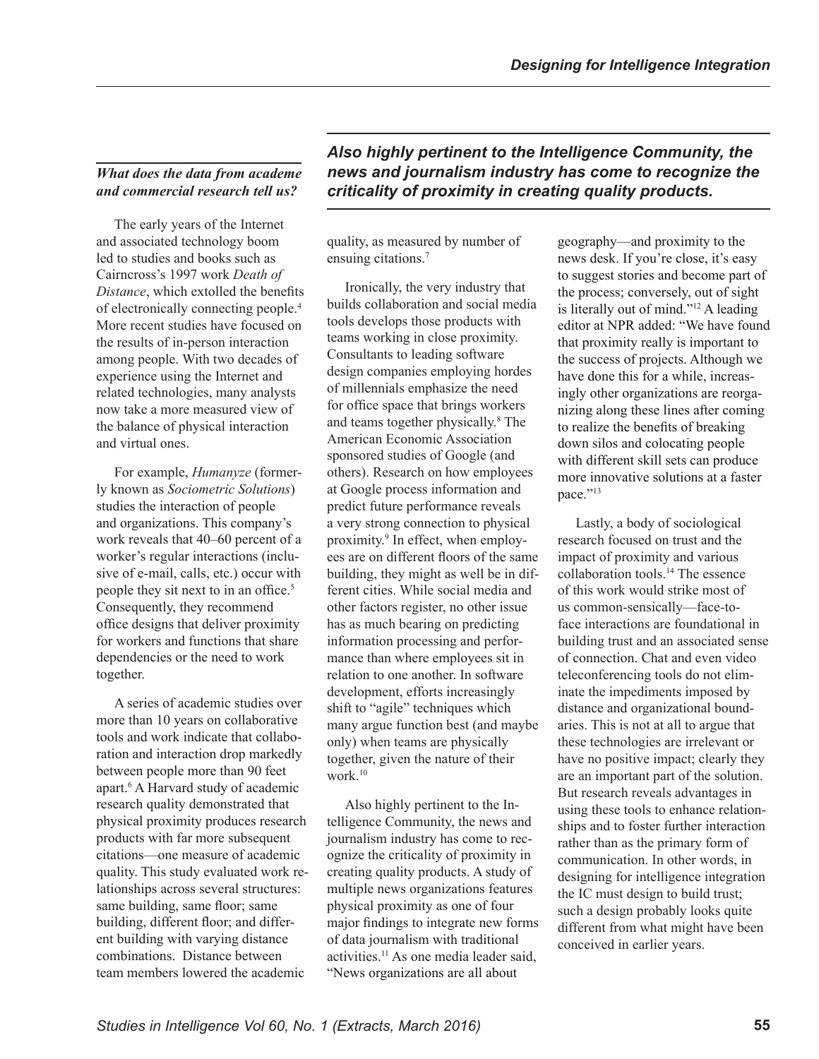### *What does the data from academe and commercial research tell us?*

The early years of the Internet and associated technology boom led to studies and books such as Cairncross's 1997 work *Death of Distance*, which extolled the benefits of electronically connecting people.[4] More recent studies have focused on the results of in-person interaction among people. With two decades of experience using the Internet and related technologies, many analysts now take a more measured view of the balance of physical interaction and virtual ones.

For example, *Humanyze* (formerly known as *Sociometric Solutions*) studies the interaction of people and organizations. This company's work reveals that 40–60 percent of a worker's regular interactions (inclusive of e-mail, calls, etc.) occur with people they sit next to in an office.[5] Consequently, they recommend office designs that deliver proximity for workers and functions that share dependencies or the need to work together.

A series of academic studies over more than 10 years on collaborative tools and work indicate that collaboration and interaction drop markedly between people more than 90 feet apart.[6] A Harvard study of academic research quality demonstrated that physical proximity produces research products with far more subsequent citations—one measure of academic quality. This study evaluated work relationships across several structures: same building, same floor; same building, different floor; and different building with varying distance combinations. Distance between team members lowered the academic quality, as measured by number of ensuing citations.[7]

Ironically, the very industry that builds collaboration and social media tools develops those products with teams working in close proximity. Consultants to leading software design companies employing hordes of millennials emphasize the need for office space that brings workers and teams together physically.[8] The American Economic Association sponsored studies of Google (and others). Research on how employees at Google process information and predict future performance reveals a very strong connection to physical proximity.[9] In effect, when employees are on different floors of the same building, they might as well be in different cities. While social media and other factors register, no other issue has as much bearing on predicting information processing and performance than where employees sit in relation to one another. In software development, efforts increasingly shift to "agile" techniques which many argue function best (and maybe only) when teams are physically together, given the nature of their work.[10]

***Also highly pertinent to the Intelligence Community, the news and journalism industry has come to recognize the criticality of proximity in creating quality products.***

Also highly pertinent to the Intelligence Community, the news and journalism industry has come to recognize the criticality of proximity in creating quality products. A study of multiple news organizations features physical proximity as one of four major findings to integrate new forms of data journalism with traditional activities.[11] As one media leader said, "News organizations are all about geography—and proximity to the news desk. If you're close, it's easy to suggest stories and become part of the process; conversely, out of sight is literally out of mind."[12] A leading editor at NPR added: "We have found that proximity really is important to the success of projects. Although we have done this for a while, increasingly other organizations are reorganizing along these lines after coming to realize the benefits of breaking down silos and colocating people with different skill sets can produce more innovative solutions at a faster pace."[13]

Lastly, a body of sociological research focused on trust and the impact of proximity and various collaboration tools.[14] The essence of this work would strike most of us common-sensically—face-to-face interactions are foundational in building trust and an associated sense of connection. Chat and even video teleconferencing tools do not eliminate the impediments imposed by distance and organizational boundaries. This is not at all to argue that these technologies are irrelevant or have no positive impact; clearly they are an important part of the solution. But research reveals advantages in using these tools to enhance relationships and to foster further interaction rather than as the primary form of communication. In other words, in designing for intelligence integration the IC must design to build trust; such a design probably looks quite different from what might have been conceived in earlier years.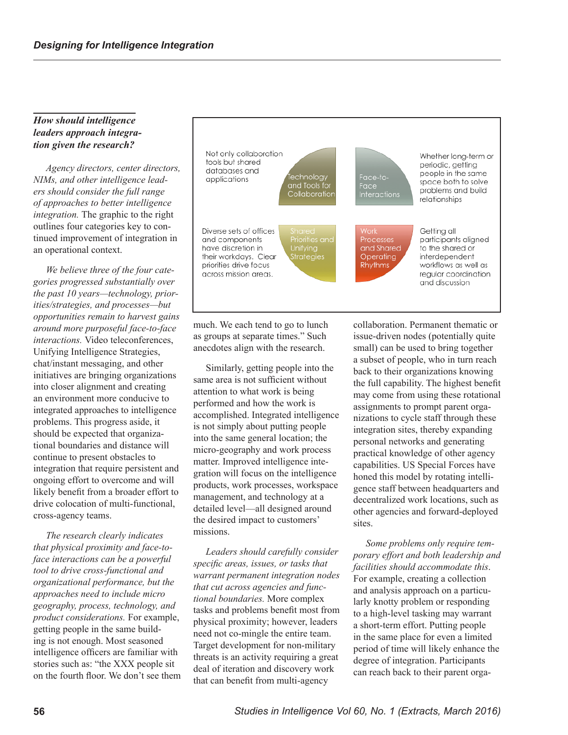### *How should intelligence leaders approach integration given the research?*

*Agency directors, center directors, NIMs, and other intelligence leaders should consider the full range of approaches to better intelligence integration.* The graphic to the right outlines four categories key to continued improvement of integration in an operational context.

Not only collaboration tools but shared databases and applications

Technology and Tools for Collaboration

Face-to-Face Interactions

Whether long-term or periodic, getting people in the same space both to solve problems and build relationships

Diverse sets of offices and components have discretion in their workdays. Clear priorities drive focus across mission areas.

Shared Priorities and Unifying Strategies

Work Processes and Shared Operating Rhythms

Getting all participants aligned to the shared or interdependent workflows as well as regular coordination and discussion

*We believe three of the four categories progressed substantially over the past 10 years—technology, priorities/strategies, and processes—but opportunities remain to harvest gains around more purposeful face-to-face interactions.* Video teleconferences, Unifying Intelligence Strategies, chat/instant messaging, and other initiatives are bringing organizations into closer alignment and creating an environment more conducive to integrated approaches to intelligence problems. This progress aside, it should be expected that organizational boundaries and distance will continue to present obstacles to integration that require persistent and ongoing effort to overcome and will likely benefit from a broader effort to drive colocation of multi-functional, cross-agency teams.

*The research clearly indicates that physical proximity and face-to-face interactions can be a powerful tool to drive cross-functional and organizational performance, but the approaches need to include micro geography, process, technology, and product considerations.* For example, getting people in the same building is not enough. Most seasoned intelligence officers are familiar with stories such as: "the XXX people sit on the fourth floor. We don't see them much. We each tend to go to lunch as groups at separate times." Such anecdotes align with the research.

Similarly, getting people into the same area is not sufficient without attention to what work is being performed and how the work is accomplished. Integrated intelligence is not simply about putting people into the same general location; the micro-geography and work process matter. Improved intelligence integration will focus on the intelligence products, work processes, workspace management, and technology at a detailed level—all designed around the desired impact to customers' missions.

*Leaders should carefully consider specific areas, issues, or tasks that warrant permanent integration nodes that cut across agencies and functional boundaries.* More complex tasks and problems benefit most from physical proximity; however, leaders need not co-mingle the entire team. Target development for non-military threats is an activity requiring a great deal of iteration and discovery work that can benefit from multi-agency collaboration. Permanent thematic or issue-driven nodes (potentially quite small) can be used to bring together a subset of people, who in turn reach back to their organizations knowing the full capability. The highest benefit may come from using these rotational assignments to prompt parent organizations to cycle staff through these integration sites, thereby expanding personal networks and generating practical knowledge of other agency capabilities. US Special Forces have honed this model by rotating intelligence staff between headquarters and decentralized work locations, such as other agencies and forward-deployed sites.

*Some problems only require temporary effort and both leadership and facilities should accommodate this.* For example, creating a collection and analysis approach on a particularly knotty problem or responding to a high-level tasking may warrant a short-term effort. Putting people in the same place for even a limited period of time will likely enhance the degree of integration. Participants can reach back to their parent orga-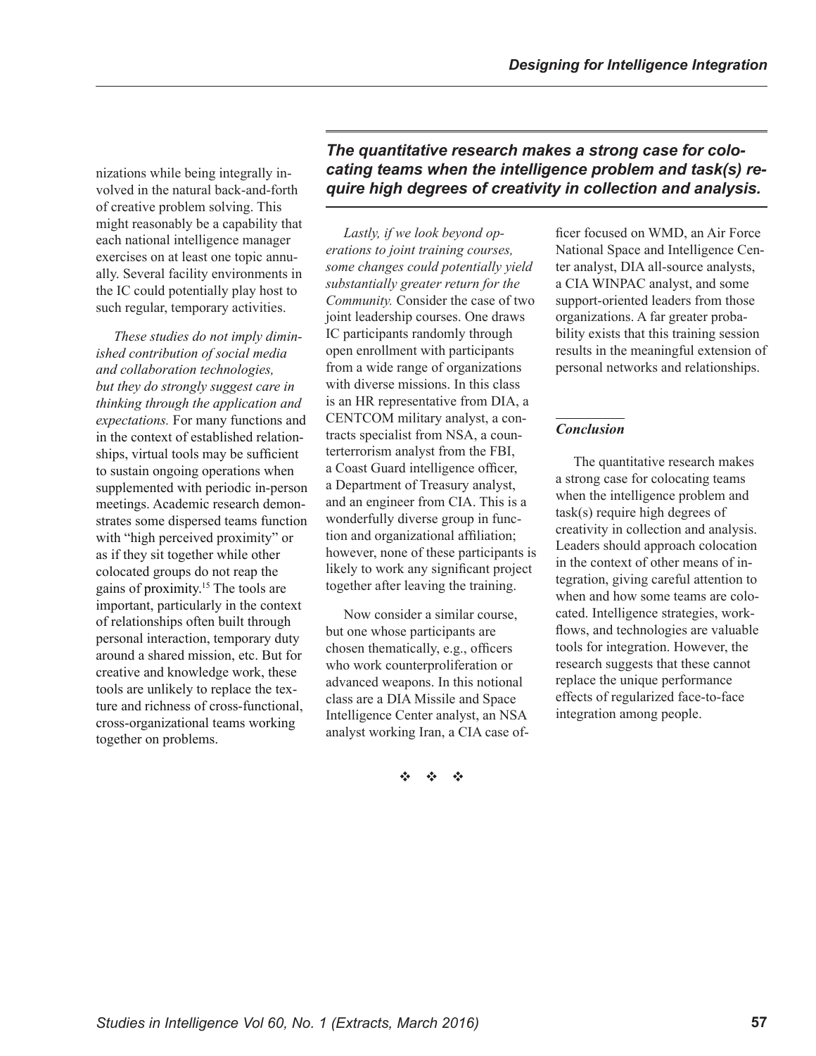nizations while being integrally involved in the natural back-and-forth of creative problem solving. This might reasonably be a capability that each national intelligence manager exercises on at least one topic annually. Several facility environments in the IC could potentially play host to such regular, temporary activities.

*These studies do not imply diminished contribution of social media and collaboration technologies, but they do strongly suggest care in thinking through the application and expectations.* For many functions and in the context of established relationships, virtual tools may be sufficient to sustain ongoing operations when supplemented with periodic in-person meetings. Academic research demonstrates some dispersed teams function with "high perceived proximity" or as if they sit together while other colocated groups do not reap the gains of proximity.[15] The tools are important, particularly in the context of relationships often built through personal interaction, temporary duty around a shared mission, etc. But for creative and knowledge work, these tools are unlikely to replace the texture and richness of cross-functional, cross-organizational teams working together on problems.

***The quantitative research makes a strong case for colocating teams when the intelligence problem and task(s) require high degrees of creativity in collection and analysis.***

*Lastly, if we look beyond operations to joint training courses, some changes could potentially yield substantially greater return for the Community.* Consider the case of two joint leadership courses. One draws IC participants randomly through open enrollment with participants from a wide range of organizations with diverse missions. In this class is an HR representative from DIA, a CENTCOM military analyst, a contracts specialist from NSA, a counterterrorism analyst from the FBI, a Coast Guard intelligence officer, a Department of Treasury analyst, and an engineer from CIA. This is a wonderfully diverse group in function and organizational affiliation; however, none of these participants is likely to work any significant project together after leaving the training.

Now consider a similar course, but one whose participants are chosen thematically, e.g., officers who work counterproliferation or advanced weapons. In this notional class are a DIA Missile and Space Intelligence Center analyst, an NSA analyst working Iran, a CIA case officer focused on WMD, an Air Force National Space and Intelligence Center analyst, DIA all-source analysts, a CIA WINPAC analyst, and some support-oriented leaders from those organizations. A far greater probability exists that this training session results in the meaningful extension of personal networks and relationships.

## *Conclusion*

The quantitative research makes a strong case for colocating teams when the intelligence problem and task(s) require high degrees of creativity in collection and analysis. Leaders should approach colocation in the context of other means of integration, giving careful attention to when and how some teams are colocated. Intelligence strategies, workflows, and technologies are valuable tools for integration. However, the research suggests that these cannot replace the unique performance effects of regularized face-to-face integration among people.

❖ ❖ ❖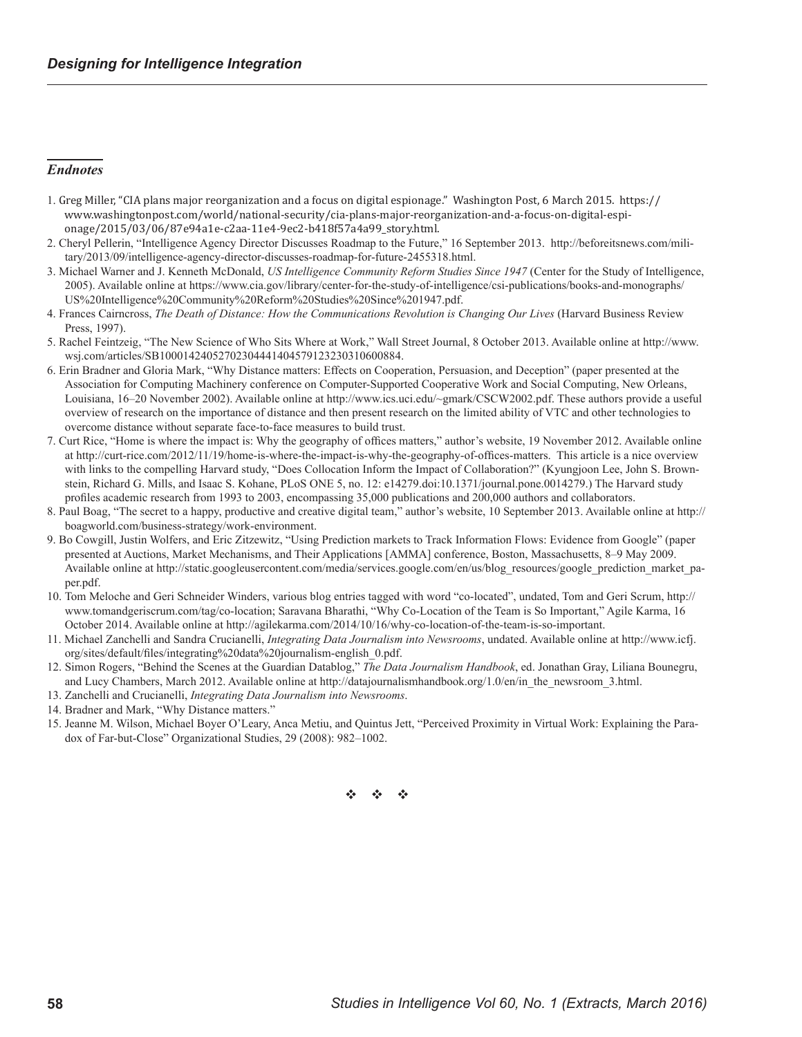## *Endnotes*

1. Greg Miller, "CIA plans major reorganization and a focus on digital espionage." Washington Post, 6 March 2015. https://www.washingtonpost.com/world/national-security/cia-plans-major-reorganization-and-a-focus-on-digital-espionage/2015/03/06/87e94a1e-c2aa-11e4-9ec2-b418f57a4a99_story.html.
2. Cheryl Pellerin, "Intelligence Agency Director Discusses Roadmap to the Future," 16 September 2013. http://beforeitsnews.com/military/2013/09/intelligence-agency-director-discusses-roadmap-for-future-2455318.html.
3. Michael Warner and J. Kenneth McDonald, *US Intelligence Community Reform Studies Since 1947* (Center for the Study of Intelligence, 2005). Available online at https://www.cia.gov/library/center-for-the-study-of-intelligence/csi-publications/books-and-monographs/US%20Intelligence%20Community%20Reform%20Studies%20Since%201947.pdf.
4. Frances Cairncross, *The Death of Distance: How the Communications Revolution is Changing Our Lives* (Harvard Business Review Press, 1997).
5. Rachel Feintzeig, "The New Science of Who Sits Where at Work," Wall Street Journal, 8 October 2013. Available online at http://www.wsj.com/articles/SB10001424052702304441404579123230310600884.
6. Erin Bradner and Gloria Mark, "Why Distance matters: Effects on Cooperation, Persuasion, and Deception" (paper presented at the Association for Computing Machinery conference on Computer-Supported Cooperative Work and Social Computing, New Orleans, Louisiana, 16–20 November 2002). Available online at http://www.ics.uci.edu/~gmark/CSCW2002.pdf. These authors provide a useful overview of research on the importance of distance and then present research on the limited ability of VTC and other technologies to overcome distance without separate face-to-face measures to build trust.
7. Curt Rice, "Home is where the impact is: Why the geography of offices matters," author's website, 19 November 2012. Available online at http://curt-rice.com/2012/11/19/home-is-where-the-impact-is-why-the-geography-of-offices-matters. This article is a nice overview with links to the compelling Harvard study, "Does Collocation Inform the Impact of Collaboration?" (Kyungjoon Lee, John S. Brownstein, Richard G. Mills, and Isaac S. Kohane, PLoS ONE 5, no. 12: e14279.doi:10.1371/journal.pone.0014279.) The Harvard study profiles academic research from 1993 to 2003, encompassing 35,000 publications and 200,000 authors and collaborators.
8. Paul Boag, "The secret to a happy, productive and creative digital team," author's website, 10 September 2013. Available online at http://boagworld.com/business-strategy/work-environment.
9. Bo Cowgill, Justin Wolfers, and Eric Zitzewitz, "Using Prediction markets to Track Information Flows: Evidence from Google" (paper presented at Auctions, Market Mechanisms, and Their Applications [AMMA] conference, Boston, Massachusetts, 8–9 May 2009. Available online at http://static.googleusercontent.com/media/services.google.com/en/us/blog_resources/google_prediction_market_paper.pdf.
10. Tom Meloche and Geri Schneider Winders, various blog entries tagged with word "co-located", undated, Tom and Geri Scrum, http://www.tomandgeriscrum.com/tag/co-location; Saravana Bharathi, "Why Co-Location of the Team is So Important," Agile Karma, 16 October 2014. Available online at http://agilekarma.com/2014/10/16/why-co-location-of-the-team-is-so-important.
11. Michael Zanchelli and Sandra Crucianelli, *Integrating Data Journalism into Newsrooms*, undated. Available online at http://www.icfj.org/sites/default/files/integrating%20data%20journalism-english_0.pdf.
12. Simon Rogers, "Behind the Scenes at the Guardian Datablog," *The Data Journalism Handbook*, ed. Jonathan Gray, Liliana Bounegru, and Lucy Chambers, March 2012. Available online at http://datajournalismhandbook.org/1.0/en/in_the_newsroom_3.html.
13. Zanchelli and Crucianelli, *Integrating Data Journalism into Newsrooms*.
14. Bradner and Mark, "Why Distance matters."
15. Jeanne M. Wilson, Michael Boyer O'Leary, Anca Metiu, and Quintus Jett, "Perceived Proximity in Virtual Work: Explaining the Paradox of Far-but-Close" Organizational Studies, 29 (2008): 982–1002.

❖ ❖ ❖